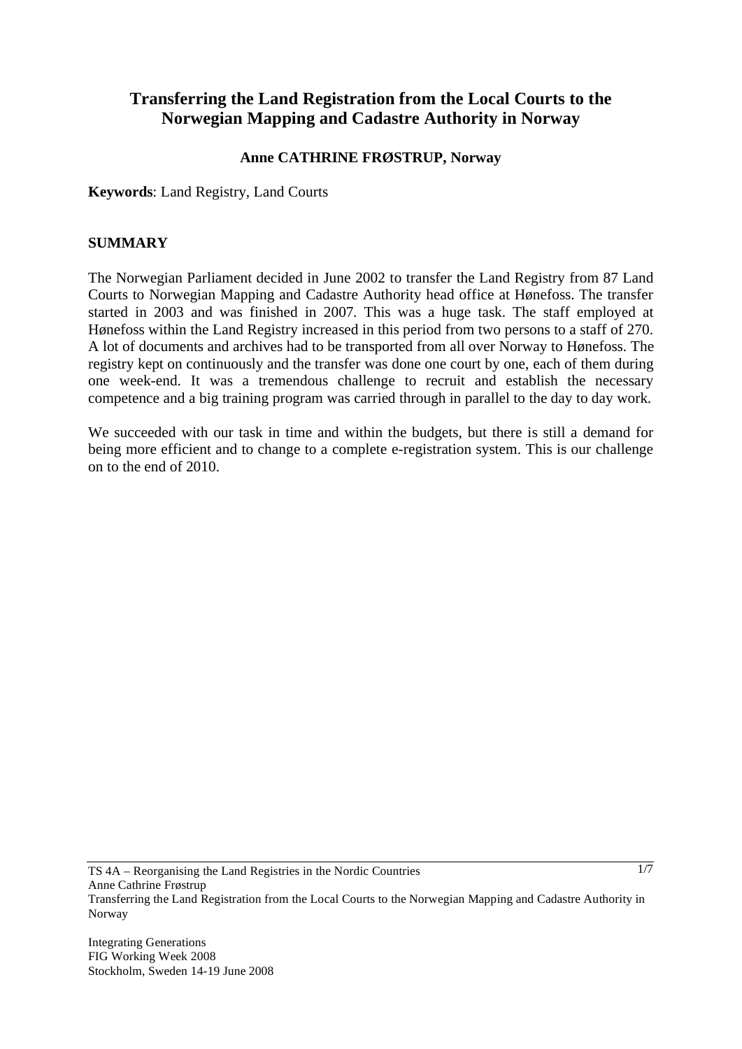# Transferring the Land Registration from the Local Courts to the Norwegian Mapping and Cadastre Authority in Norway

**Anne CATHRINE FRØSTRUP, Norway**

**Keywords**: Land Registry, Land Courts

## SUMMARY

The Norwegian Parliament decided in June 2002 to transfer the Land Registry from 87 Land Courts to Norwegian Mapping and Cadastre Authority head office at Hønefoss. The transfer started in 2003 and was finished in 2007. This was a huge task. The staff employed at Hønefoss within the Land Registry increased in this period from two persons to a staff of 270. A lot of documents and archives had to be transported from all over Norway to Hønefoss. The registry kept on continuously and the transfer was done one court by one, each of them during one week-end. It was a tremendous challenge to recruit and establish the necessary competence and a big training program was carried through in parallel to the day to day work.

We succeeded with our task in time and within the budgets, but there is still a demand for being more efficient and to change to a complete e-registration system. This is our challenge on to the end of 2010.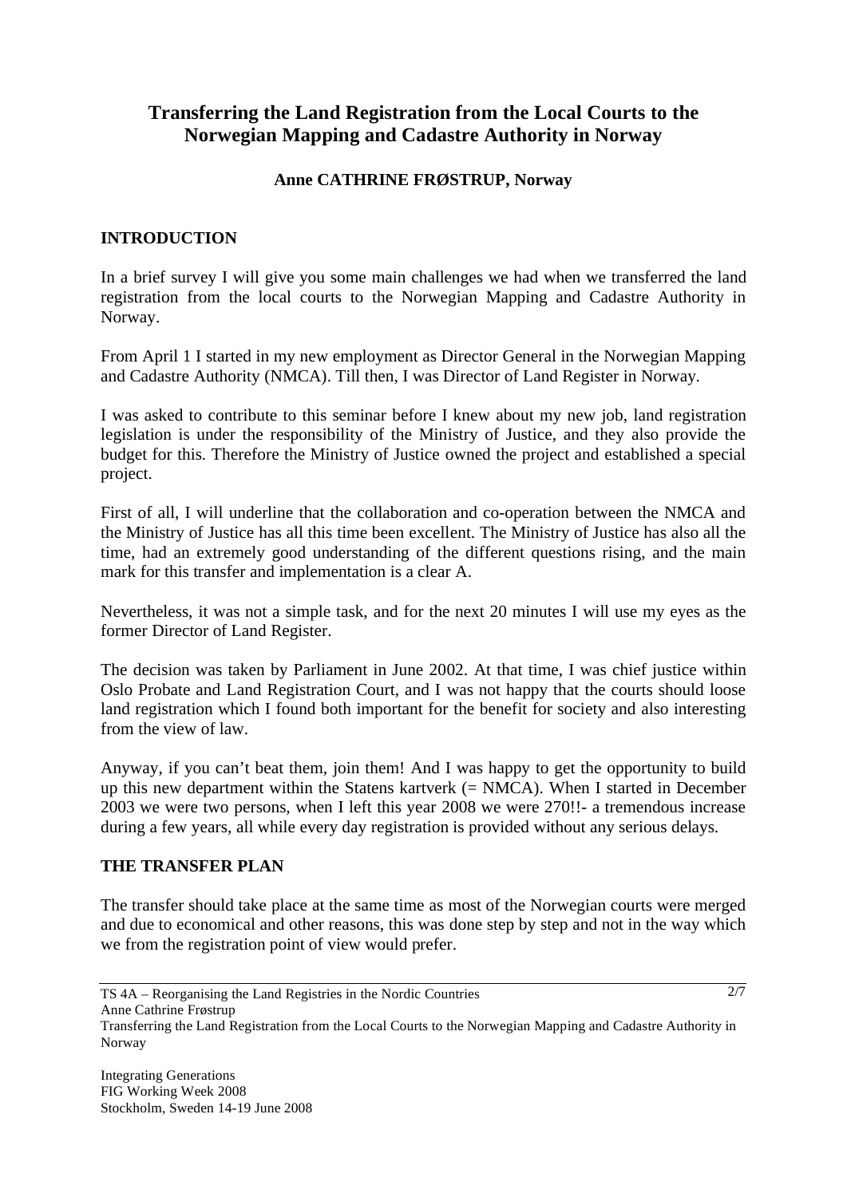# Transferring the Land Registration from the Local Courts to the Norwegian Mapping and Cadastre Authority in Norway

**Anne CATHRINE FRØSTRUP, Norway**

## INTRODUCTION

In a brief survey I will give you some main challenges we had when we transferred the land registration from the local courts to the Norwegian Mapping and Cadastre Authority in Norway.

From April 1 I started in my new employment as Director General in the Norwegian Mapping and Cadastre Authority (NMCA). Till then, I was Director of Land Register in Norway.

I was asked to contribute to this seminar before I knew about my new job, land registration legislation is under the responsibility of the Ministry of Justice, and they also provide the budget for this. Therefore the Ministry of Justice owned the project and established a special project.

First of all, I will underline that the collaboration and co-operation between the NMCA and the Ministry of Justice has all this time been excellent. The Ministry of Justice has also all the time, had an extremely good understanding of the different questions rising, and the main mark for this transfer and implementation is a clear A.

Nevertheless, it was not a simple task, and for the next 20 minutes I will use my eyes as the former Director of Land Register.

The decision was taken by Parliament in June 2002. At that time, I was chief justice within Oslo Probate and Land Registration Court, and I was not happy that the courts should loose land registration which I found both important for the benefit for society and also interesting from the view of law.

Anyway, if you can't beat them, join them! And I was happy to get the opportunity to build up this new department within the Statens kartverk (= NMCA). When I started in December 2003 we were two persons, when I left this year 2008 we were 270!!- a tremendous increase during a few years, all while every day registration is provided without any serious delays.

## THE TRANSFER PLAN

The transfer should take place at the same time as most of the Norwegian courts were merged and due to economical and other reasons, this was done step by step and not in the way which we from the registration point of view would prefer.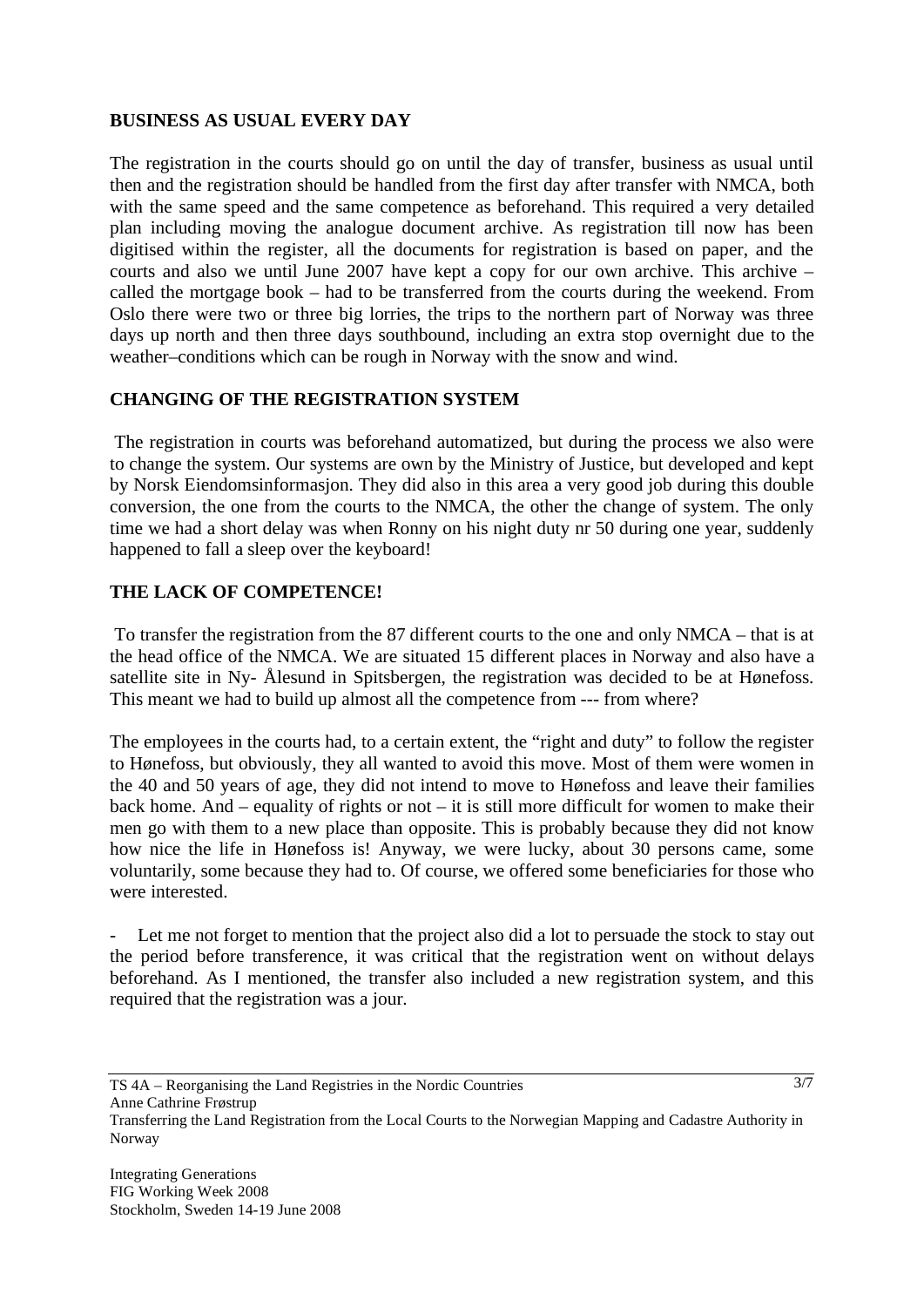**BUSINESS AS USUAL EVERY DAY**

The registration in the courts should go on until the day of transfer, business as usual until then and the registration should be handled from the first day after transfer with NMCA, both with the same speed and the same competence as beforehand. This required a very detailed plan including moving the analogue document archive. As registration till now has been digitised within the register, all the documents for registration is based on paper, and the courts and also we until June 2007 have kept a copy for our own archive. This archive – called the mortgage book – had to be transferred from the courts during the weekend. From Oslo there were two or three big lorries, the trips to the northern part of Norway was three days up north and then three days southbound, including an extra stop overnight due to the weather–conditions which can be rough in Norway with the snow and wind.

**CHANGING OF THE REGISTRATION SYSTEM**

The registration in courts was beforehand automatized, but during the process we also were to change the system. Our systems are own by the Ministry of Justice, but developed and kept by Norsk Eiendomsinformasjon. They did also in this area a very good job during this double conversion, the one from the courts to the NMCA, the other the change of system. The only time we had a short delay was when Ronny on his night duty nr 50 during one year, suddenly happened to fall a sleep over the keyboard!

**THE LACK OF COMPETENCE!**

To transfer the registration from the 87 different courts to the one and only NMCA – that is at the head office of the NMCA. We are situated 15 different places in Norway and also have a satellite site in Ny- Ålesund in Spitsbergen, the registration was decided to be at Hønefoss. This meant we had to build up almost all the competence from --- from where?

The employees in the courts had, to a certain extent, the "right and duty" to follow the register to Hønefoss, but obviously, they all wanted to avoid this move. Most of them were women in the 40 and 50 years of age, they did not intend to move to Hønefoss and leave their families back home. And – equality of rights or not – it is still more difficult for women to make their men go with them to a new place than opposite. This is probably because they did not know how nice the life in Hønefoss is! Anyway, we were lucky, about 30 persons came, some voluntarily, some because they had to. Of course, we offered some beneficiaries for those who were interested.

- Let me not forget to mention that the project also did a lot to persuade the stock to stay out the period before transference, it was critical that the registration went on without delays beforehand. As I mentioned, the transfer also included a new registration system, and this required that the registration was a jour.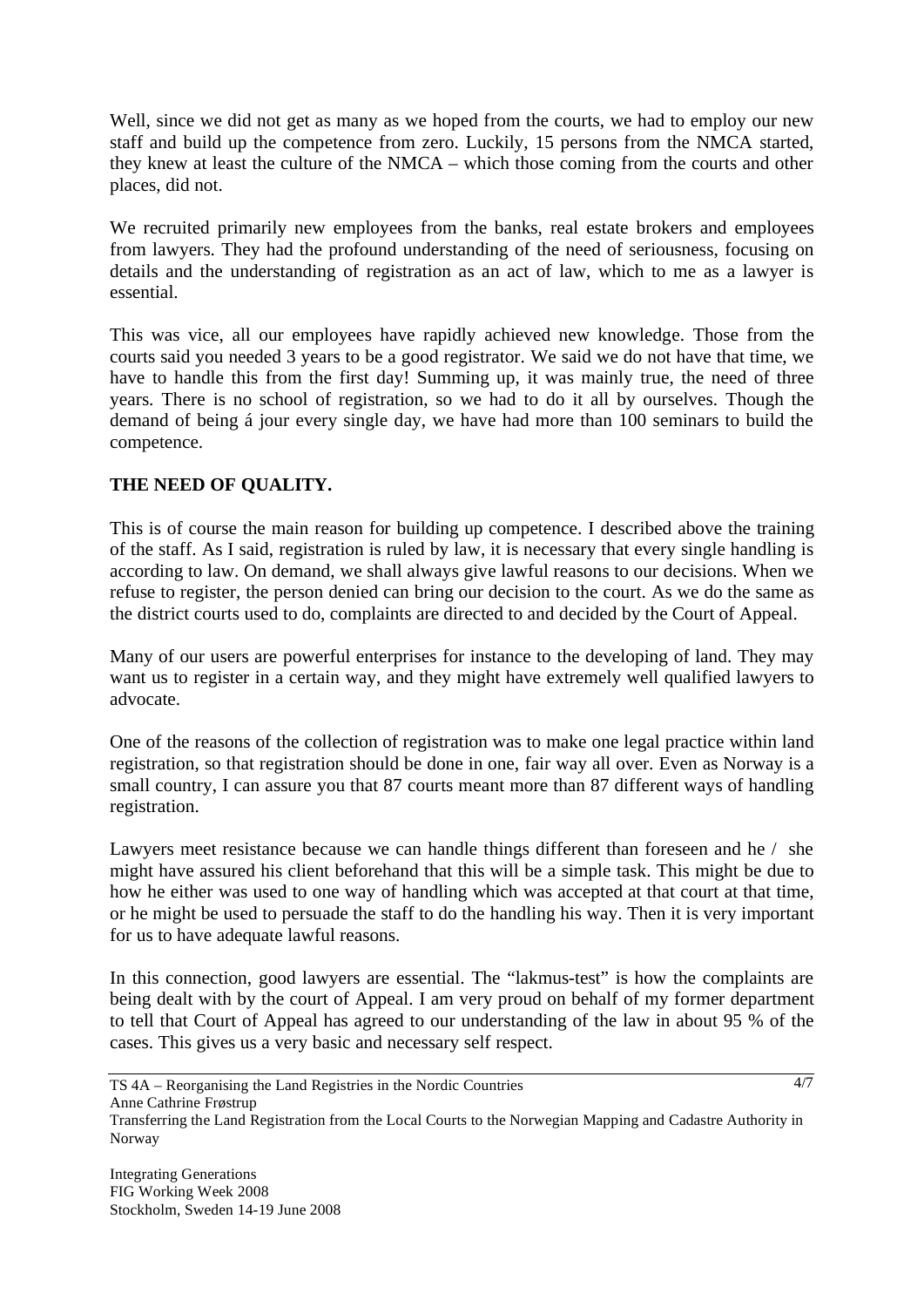Well, since we did not get as many as we hoped from the courts, we had to employ our new staff and build up the competence from zero. Luckily, 15 persons from the NMCA started, they knew at least the culture of the NMCA – which those coming from the courts and other places, did not.

We recruited primarily new employees from the banks, real estate brokers and employees from lawyers. They had the profound understanding of the need of seriousness, focusing on details and the understanding of registration as an act of law, which to me as a lawyer is essential.

This was vice, all our employees have rapidly achieved new knowledge. Those from the courts said you needed 3 years to be a good registrator. We said we do not have that time, we have to handle this from the first day! Summing up, it was mainly true, the need of three years. There is no school of registration, so we had to do it all by ourselves. Though the demand of being á jour every single day, we have had more than 100 seminars to build the competence.

**THE NEED OF QUALITY.**

This is of course the main reason for building up competence. I described above the training of the staff. As I said, registration is ruled by law, it is necessary that every single handling is according to law. On demand, we shall always give lawful reasons to our decisions. When we refuse to register, the person denied can bring our decision to the court. As we do the same as the district courts used to do, complaints are directed to and decided by the Court of Appeal.

Many of our users are powerful enterprises for instance to the developing of land. They may want us to register in a certain way, and they might have extremely well qualified lawyers to advocate.

One of the reasons of the collection of registration was to make one legal practice within land registration, so that registration should be done in one, fair way all over. Even as Norway is a small country, I can assure you that 87 courts meant more than 87 different ways of handling registration.

Lawyers meet resistance because we can handle things different than foreseen and he / she might have assured his client beforehand that this will be a simple task. This might be due to how he either was used to one way of handling which was accepted at that court at that time, or he might be used to persuade the staff to do the handling his way. Then it is very important for us to have adequate lawful reasons.

In this connection, good lawyers are essential. The "lakmus-test" is how the complaints are being dealt with by the court of Appeal. I am very proud on behalf of my former department to tell that Court of Appeal has agreed to our understanding of the law in about 95 % of the cases. This gives us a very basic and necessary self respect.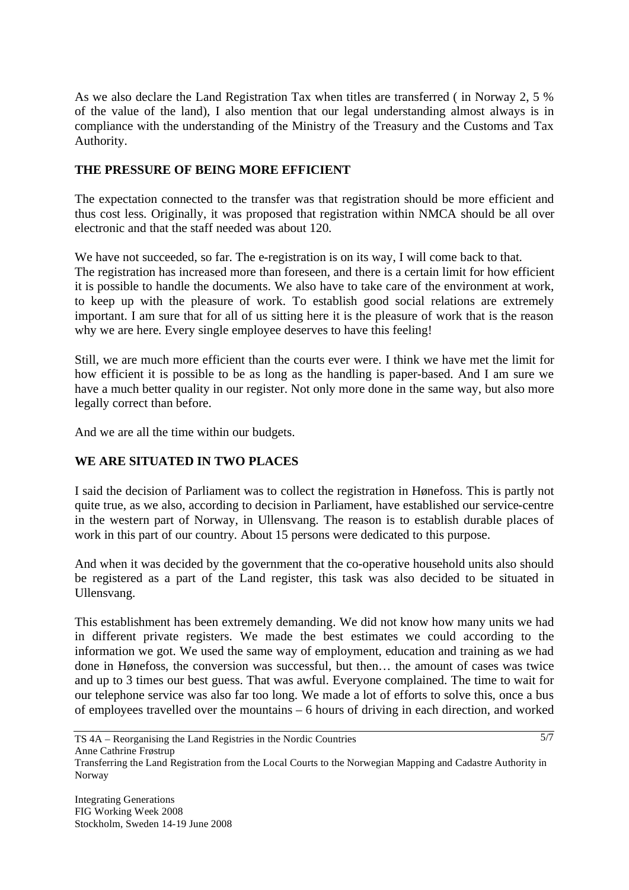As we also declare the Land Registration Tax when titles are transferred ( in Norway 2, 5 % of the value of the land), I also mention that our legal understanding almost always is in compliance with the understanding of the Ministry of the Treasury and the Customs and Tax Authority.

## THE PRESSURE OF BEING MORE EFFICIENT

The expectation connected to the transfer was that registration should be more efficient and thus cost less. Originally, it was proposed that registration within NMCA should be all over electronic and that the staff needed was about 120.

We have not succeeded, so far. The e-registration is on its way, I will come back to that. The registration has increased more than foreseen, and there is a certain limit for how efficient it is possible to handle the documents. We also have to take care of the environment at work, to keep up with the pleasure of work. To establish good social relations are extremely important. I am sure that for all of us sitting here it is the pleasure of work that is the reason why we are here. Every single employee deserves to have this feeling!

Still, we are much more efficient than the courts ever were. I think we have met the limit for how efficient it is possible to be as long as the handling is paper-based. And I am sure we have a much better quality in our register. Not only more done in the same way, but also more legally correct than before.

And we are all the time within our budgets.

## WE ARE SITUATED IN TWO PLACES

I said the decision of Parliament was to collect the registration in Hønefoss. This is partly not quite true, as we also, according to decision in Parliament, have established our service-centre in the western part of Norway, in Ullensvang. The reason is to establish durable places of work in this part of our country. About 15 persons were dedicated to this purpose.

And when it was decided by the government that the co-operative household units also should be registered as a part of the Land register, this task was also decided to be situated in Ullensvang.

This establishment has been extremely demanding. We did not know how many units we had in different private registers. We made the best estimates we could according to the information we got. We used the same way of employment, education and training as we had done in Hønefoss, the conversion was successful, but then… the amount of cases was twice and up to 3 times our best guess. That was awful. Everyone complained. The time to wait for our telephone service was also far too long. We made a lot of efforts to solve this, once a bus of employees travelled over the mountains – 6 hours of driving in each direction, and worked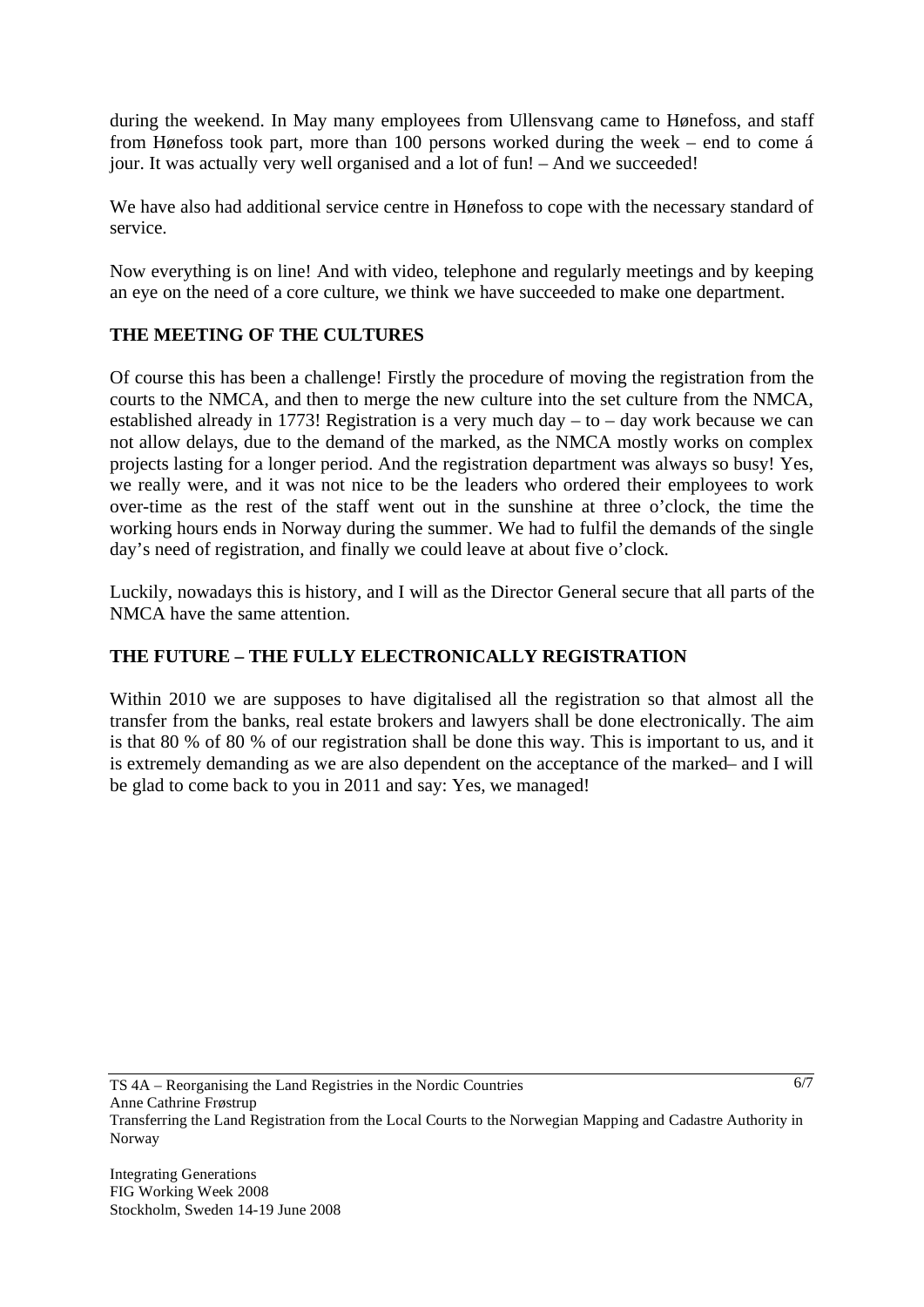during the weekend. In May many employees from Ullensvang came to Hønefoss, and staff from Hønefoss took part, more than 100 persons worked during the week – end to come á jour. It was actually very well organised and a lot of fun! – And we succeeded!

We have also had additional service centre in Hønefoss to cope with the necessary standard of service.

Now everything is on line! And with video, telephone and regularly meetings and by keeping an eye on the need of a core culture, we think we have succeeded to make one department.

**THE MEETING OF THE CULTURES**

Of course this has been a challenge! Firstly the procedure of moving the registration from the courts to the NMCA, and then to merge the new culture into the set culture from the NMCA, established already in 1773! Registration is a very much day – to – day work because we can not allow delays, due to the demand of the marked, as the NMCA mostly works on complex projects lasting for a longer period. And the registration department was always so busy! Yes, we really were, and it was not nice to be the leaders who ordered their employees to work over-time as the rest of the staff went out in the sunshine at three o'clock, the time the working hours ends in Norway during the summer. We had to fulfil the demands of the single day's need of registration, and finally we could leave at about five o'clock.

Luckily, nowadays this is history, and I will as the Director General secure that all parts of the NMCA have the same attention.

**THE FUTURE – THE FULLY ELECTRONICALLY REGISTRATION**

Within 2010 we are supposes to have digitalised all the registration so that almost all the transfer from the banks, real estate brokers and lawyers shall be done electronically. The aim is that 80 % of 80 % of our registration shall be done this way. This is important to us, and it is extremely demanding as we are also dependent on the acceptance of the marked– and I will be glad to come back to you in 2011 and say: Yes, we managed!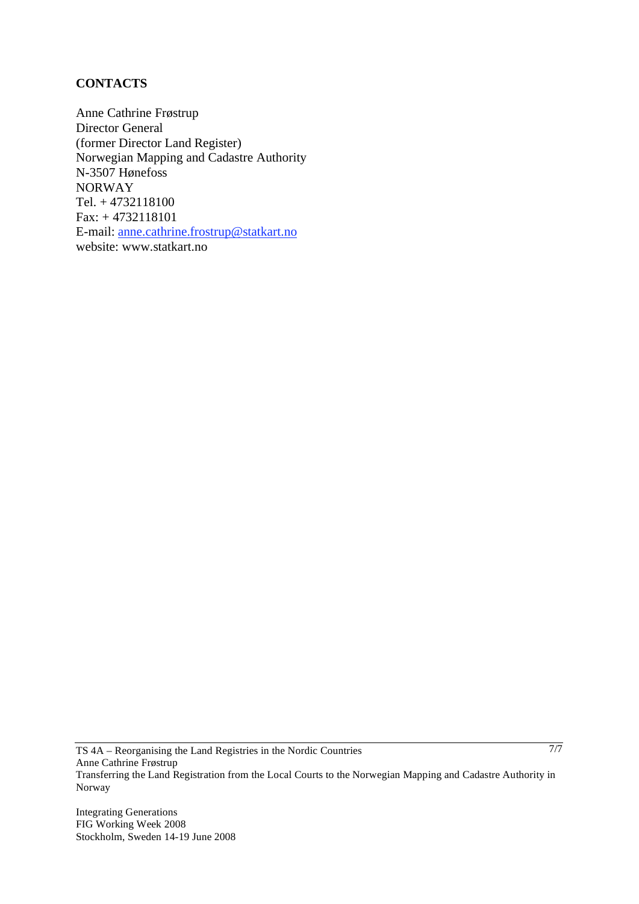## CONTACTS

Anne Cathrine Frøstrup  
Director General  
(former Director Land Register)  
Norwegian Mapping and Cadastre Authority  
N-3507 Hønefoss  
NORWAY  
Tel. + 4732118100  
Fax: + 4732118101  
E-mail: anne.cathrine.frostrup@statkart.no  
website: www.statkart.no